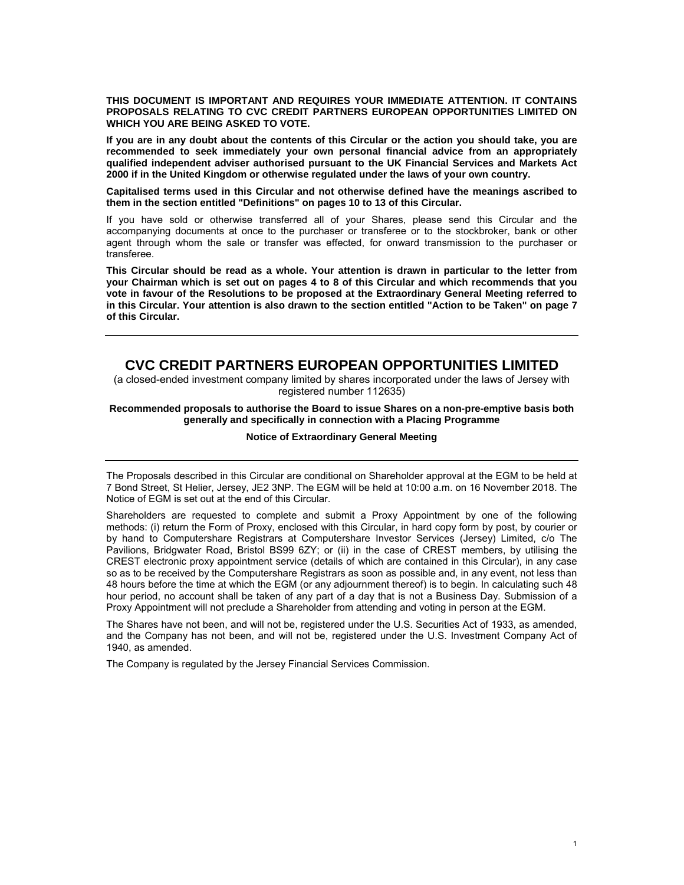**THIS DOCUMENT IS IMPORTANT AND REQUIRES YOUR IMMEDIATE ATTENTION. IT CONTAINS PROPOSALS RELATING TO CVC CREDIT PARTNERS EUROPEAN OPPORTUNITIES LIMITED ON WHICH YOU ARE BEING ASKED TO VOTE.**

**If you are in any doubt about the contents of this Circular or the action you should take, you are recommended to seek immediately your own personal financial advice from an appropriately qualified independent adviser authorised pursuant to the UK Financial Services and Markets Act 2000 if in the United Kingdom or otherwise regulated under the laws of your own country.**

**Capitalised terms used in this Circular and not otherwise defined have the meanings ascribed to them in the section entitled "Definitions" on pages 10 to 13 of this Circular.**

If you have sold or otherwise transferred all of your Shares, please send this Circular and the accompanying documents at once to the purchaser or transferee or to the stockbroker, bank or other agent through whom the sale or transfer was effected, for onward transmission to the purchaser or transferee.

**This Circular should be read as a whole. Your attention is drawn in particular to the letter from your Chairman which is set out on pages 4 to 8 of this Circular and which recommends that you vote in favour of the Resolutions to be proposed at the Extraordinary General Meeting referred to in this Circular. Your attention is also drawn to the section entitled "Action to be Taken" on page 7 of this Circular.**

---

# CVC CREDIT PARTNERS EUROPEAN OPPORTUNITIES LIMITED

(a closed-ended investment company limited by shares incorporated under the laws of Jersey with registered number 112635)

**Recommended proposals to authorise the Board to issue Shares on a non-pre-emptive basis both generally and specifically in connection with a Placing Programme**

**Notice of Extraordinary General Meeting**

---

The Proposals described in this Circular are conditional on Shareholder approval at the EGM to be held at 7 Bond Street, St Helier, Jersey, JE2 3NP. The EGM will be held at 10:00 a.m. on 16 November 2018. The Notice of EGM is set out at the end of this Circular.

Shareholders are requested to complete and submit a Proxy Appointment by one of the following methods: (i) return the Form of Proxy, enclosed with this Circular, in hard copy form by post, by courier or by hand to Computershare Registrars at Computershare Investor Services (Jersey) Limited, c/o The Pavilions, Bridgwater Road, Bristol BS99 6ZY; or (ii) in the case of CREST members, by utilising the CREST electronic proxy appointment service (details of which are contained in this Circular), in any case so as to be received by the Computershare Registrars as soon as possible and, in any event, not less than 48 hours before the time at which the EGM (or any adjournment thereof) is to begin. In calculating such 48 hour period, no account shall be taken of any part of a day that is not a Business Day. Submission of a Proxy Appointment will not preclude a Shareholder from attending and voting in person at the EGM.

The Shares have not been, and will not be, registered under the U.S. Securities Act of 1933, as amended, and the Company has not been, and will not be, registered under the U.S. Investment Company Act of 1940, as amended.

The Company is regulated by the Jersey Financial Services Commission.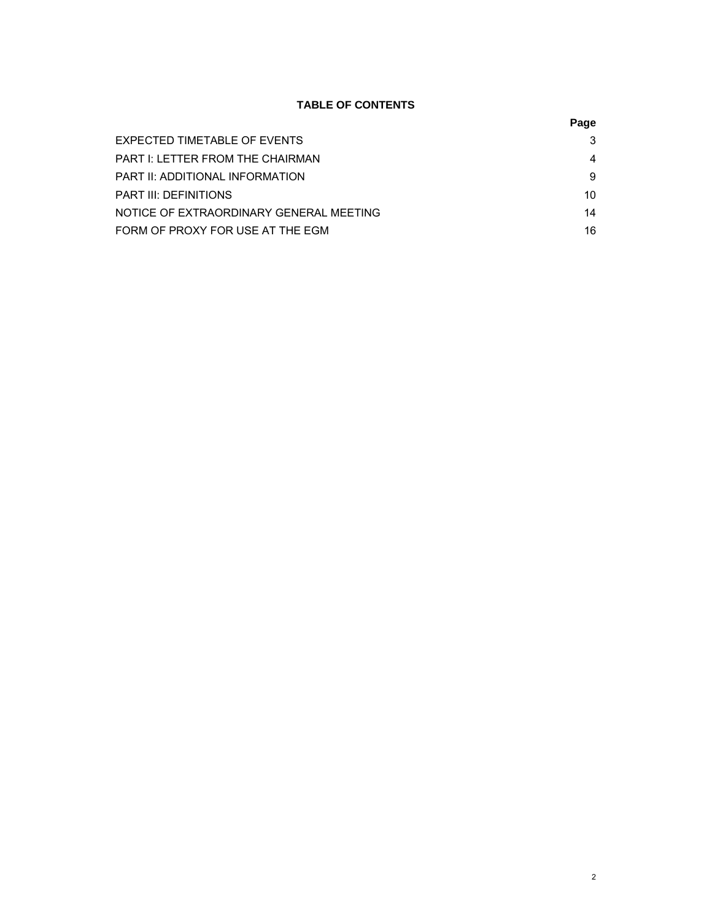## TABLE OF CONTENTS

| | Page |
|---|---|
| EXPECTED TIMETABLE OF EVENTS | 3 |
| PART I: LETTER FROM THE CHAIRMAN | 4 |
| PART II: ADDITIONAL INFORMATION | 9 |
| PART III: DEFINITIONS | 10 |
| NOTICE OF EXTRAORDINARY GENERAL MEETING | 14 |
| FORM OF PROXY FOR USE AT THE EGM | 16 |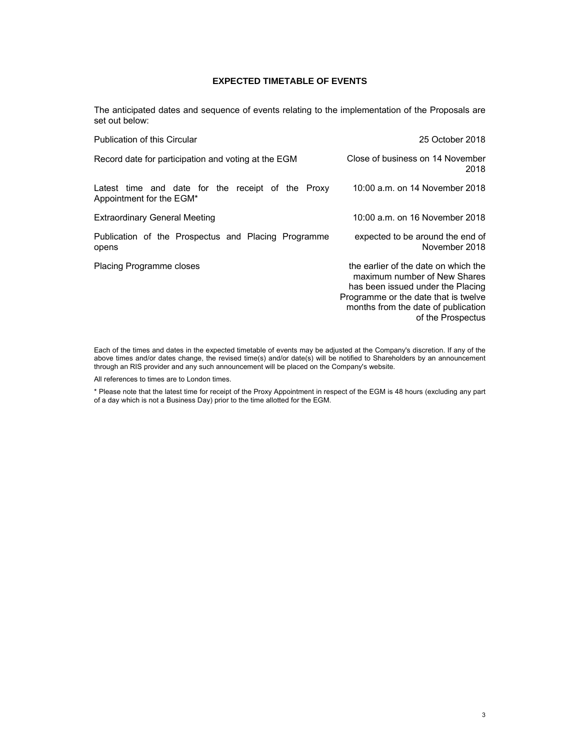## EXPECTED TIMETABLE OF EVENTS

The anticipated dates and sequence of events relating to the implementation of the Proposals are set out below:

| | |
|---|---|
| Publication of this Circular | 25 October 2018 |
| Record date for participation and voting at the EGM | Close of business on 14 November 2018 |
| Latest time and date for the receipt of the Proxy Appointment for the EGM* | 10:00 a.m. on 14 November 2018 |
| Extraordinary General Meeting | 10:00 a.m. on 16 November 2018 |
| Publication of the Prospectus and Placing Programme opens | expected to be around the end of November 2018 |
| Placing Programme closes | the earlier of the date on which the maximum number of New Shares has been issued under the Placing Programme or the date that is twelve months from the date of publication of the Prospectus |

Each of the times and dates in the expected timetable of events may be adjusted at the Company's discretion. If any of the above times and/or dates change, the revised time(s) and/or date(s) will be notified to Shareholders by an announcement through an RIS provider and any such announcement will be placed on the Company's website.

All references to times are to London times.

* Please note that the latest time for receipt of the Proxy Appointment in respect of the EGM is 48 hours (excluding any part of a day which is not a Business Day) prior to the time allotted for the EGM.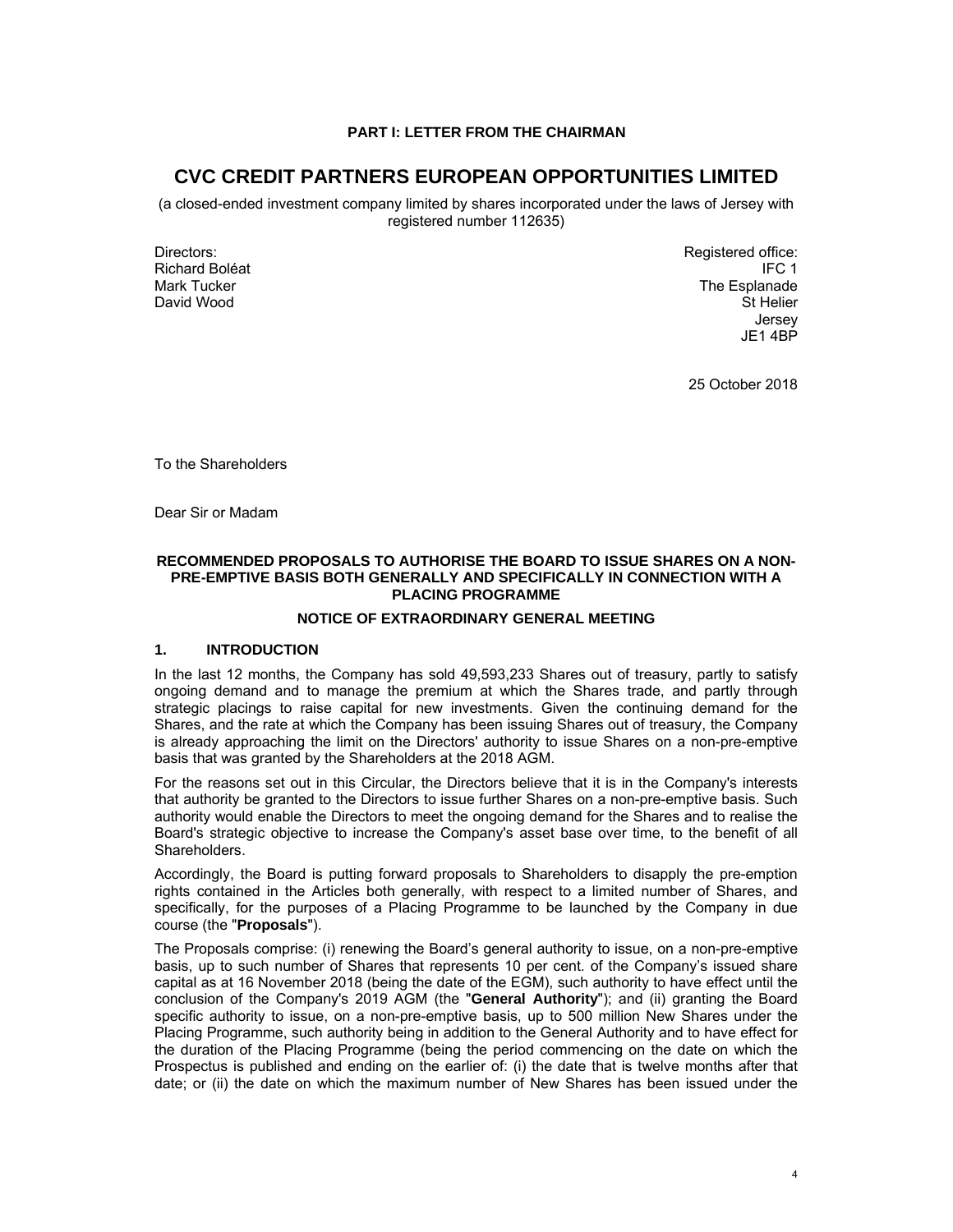**PART I: LETTER FROM THE CHAIRMAN**

# CVC CREDIT PARTNERS EUROPEAN OPPORTUNITIES LIMITED

(a closed-ended investment company limited by shares incorporated under the laws of Jersey with registered number 112635)

Directors:
Richard Boléat
Mark Tucker
David Wood

Registered office:
IFC 1
The Esplanade
St Helier
Jersey
JE1 4BP

25 October 2018

To the Shareholders

Dear Sir or Madam

**RECOMMENDED PROPOSALS TO AUTHORISE THE BOARD TO ISSUE SHARES ON A NON-PRE-EMPTIVE BASIS BOTH GENERALLY AND SPECIFICALLY IN CONNECTION WITH A PLACING PROGRAMME**

**NOTICE OF EXTRAORDINARY GENERAL MEETING**

## 1. INTRODUCTION

In the last 12 months, the Company has sold 49,593,233 Shares out of treasury, partly to satisfy ongoing demand and to manage the premium at which the Shares trade, and partly through strategic placings to raise capital for new investments. Given the continuing demand for the Shares, and the rate at which the Company has been issuing Shares out of treasury, the Company is already approaching the limit on the Directors' authority to issue Shares on a non-pre-emptive basis that was granted by the Shareholders at the 2018 AGM.

For the reasons set out in this Circular, the Directors believe that it is in the Company's interests that authority be granted to the Directors to issue further Shares on a non-pre-emptive basis. Such authority would enable the Directors to meet the ongoing demand for the Shares and to realise the Board's strategic objective to increase the Company's asset base over time, to the benefit of all Shareholders.

Accordingly, the Board is putting forward proposals to Shareholders to disapply the pre-emption rights contained in the Articles both generally, with respect to a limited number of Shares, and specifically, for the purposes of a Placing Programme to be launched by the Company in due course (the "**Proposals**").

The Proposals comprise: (i) renewing the Board's general authority to issue, on a non-pre-emptive basis, up to such number of Shares that represents 10 per cent. of the Company's issued share capital as at 16 November 2018 (being the date of the EGM), such authority to have effect until the conclusion of the Company's 2019 AGM (the "**General Authority**"); and (ii) granting the Board specific authority to issue, on a non-pre-emptive basis, up to 500 million New Shares under the Placing Programme, such authority being in addition to the General Authority and to have effect for the duration of the Placing Programme (being the period commencing on the date on which the Prospectus is published and ending on the earlier of: (i) the date that is twelve months after that date; or (ii) the date on which the maximum number of New Shares has been issued under the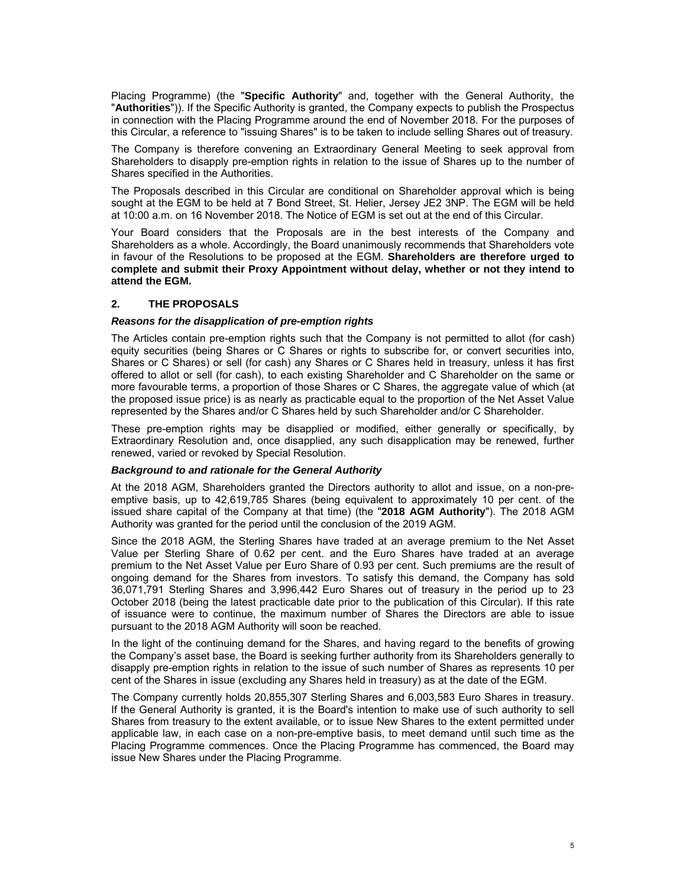Placing Programme) (the "**Specific Authority**" and, together with the General Authority, the "**Authorities**")). If the Specific Authority is granted, the Company expects to publish the Prospectus in connection with the Placing Programme around the end of November 2018. For the purposes of this Circular, a reference to "issuing Shares" is to be taken to include selling Shares out of treasury.

The Company is therefore convening an Extraordinary General Meeting to seek approval from Shareholders to disapply pre-emption rights in relation to the issue of Shares up to the number of Shares specified in the Authorities.

The Proposals described in this Circular are conditional on Shareholder approval which is being sought at the EGM to be held at 7 Bond Street, St. Helier, Jersey JE2 3NP. The EGM will be held at 10:00 a.m. on 16 November 2018. The Notice of EGM is set out at the end of this Circular.

Your Board considers that the Proposals are in the best interests of the Company and Shareholders as a whole. Accordingly, the Board unanimously recommends that Shareholders vote in favour of the Resolutions to be proposed at the EGM. **Shareholders are therefore urged to complete and submit their Proxy Appointment without delay, whether or not they intend to attend the EGM.**

## 2. THE PROPOSALS

***Reasons for the disapplication of pre-emption rights***

The Articles contain pre-emption rights such that the Company is not permitted to allot (for cash) equity securities (being Shares or C Shares or rights to subscribe for, or convert securities into, Shares or C Shares) or sell (for cash) any Shares or C Shares held in treasury, unless it has first offered to allot or sell (for cash), to each existing Shareholder and C Shareholder on the same or more favourable terms, a proportion of those Shares or C Shares, the aggregate value of which (at the proposed issue price) is as nearly as practicable equal to the proportion of the Net Asset Value represented by the Shares and/or C Shares held by such Shareholder and/or C Shareholder.

These pre-emption rights may be disapplied or modified, either generally or specifically, by Extraordinary Resolution and, once disapplied, any such disapplication may be renewed, further renewed, varied or revoked by Special Resolution.

***Background to and rationale for the General Authority***

At the 2018 AGM, Shareholders granted the Directors authority to allot and issue, on a non-pre-emptive basis, up to 42,619,785 Shares (being equivalent to approximately 10 per cent. of the issued share capital of the Company at that time) (the "**2018 AGM Authority**"). The 2018 AGM Authority was granted for the period until the conclusion of the 2019 AGM.

Since the 2018 AGM, the Sterling Shares have traded at an average premium to the Net Asset Value per Sterling Share of 0.62 per cent. and the Euro Shares have traded at an average premium to the Net Asset Value per Euro Share of 0.93 per cent. Such premiums are the result of ongoing demand for the Shares from investors. To satisfy this demand, the Company has sold 36,071,791 Sterling Shares and 3,996,442 Euro Shares out of treasury in the period up to 23 October 2018 (being the latest practicable date prior to the publication of this Circular). If this rate of issuance were to continue, the maximum number of Shares the Directors are able to issue pursuant to the 2018 AGM Authority will soon be reached.

In the light of the continuing demand for the Shares, and having regard to the benefits of growing the Company's asset base, the Board is seeking further authority from its Shareholders generally to disapply pre-emption rights in relation to the issue of such number of Shares as represents 10 per cent of the Shares in issue (excluding any Shares held in treasury) as at the date of the EGM.

The Company currently holds 20,855,307 Sterling Shares and 6,003,583 Euro Shares in treasury. If the General Authority is granted, it is the Board's intention to make use of such authority to sell Shares from treasury to the extent available, or to issue New Shares to the extent permitted under applicable law, in each case on a non-pre-emptive basis, to meet demand until such time as the Placing Programme commences. Once the Placing Programme has commenced, the Board may issue New Shares under the Placing Programme.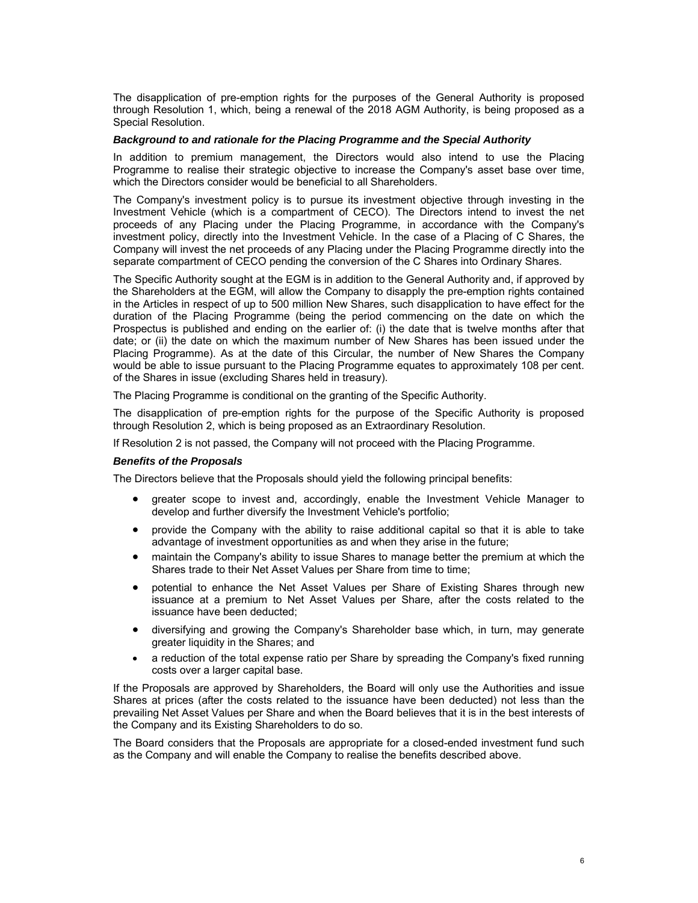The disapplication of pre-emption rights for the purposes of the General Authority is proposed through Resolution 1, which, being a renewal of the 2018 AGM Authority, is being proposed as a Special Resolution.

***Background to and rationale for the Placing Programme and the Special Authority***

In addition to premium management, the Directors would also intend to use the Placing Programme to realise their strategic objective to increase the Company's asset base over time, which the Directors consider would be beneficial to all Shareholders.

The Company's investment policy is to pursue its investment objective through investing in the Investment Vehicle (which is a compartment of CECO). The Directors intend to invest the net proceeds of any Placing under the Placing Programme, in accordance with the Company's investment policy, directly into the Investment Vehicle. In the case of a Placing of C Shares, the Company will invest the net proceeds of any Placing under the Placing Programme directly into the separate compartment of CECO pending the conversion of the C Shares into Ordinary Shares.

The Specific Authority sought at the EGM is in addition to the General Authority and, if approved by the Shareholders at the EGM, will allow the Company to disapply the pre-emption rights contained in the Articles in respect of up to 500 million New Shares, such disapplication to have effect for the duration of the Placing Programme (being the period commencing on the date on which the Prospectus is published and ending on the earlier of: (i) the date that is twelve months after that date; or (ii) the date on which the maximum number of New Shares has been issued under the Placing Programme). As at the date of this Circular, the number of New Shares the Company would be able to issue pursuant to the Placing Programme equates to approximately 108 per cent. of the Shares in issue (excluding Shares held in treasury).

The Placing Programme is conditional on the granting of the Specific Authority.

The disapplication of pre-emption rights for the purpose of the Specific Authority is proposed through Resolution 2, which is being proposed as an Extraordinary Resolution.

If Resolution 2 is not passed, the Company will not proceed with the Placing Programme.

***Benefits of the Proposals***

The Directors believe that the Proposals should yield the following principal benefits:

- greater scope to invest and, accordingly, enable the Investment Vehicle Manager to develop and further diversify the Investment Vehicle's portfolio;
- provide the Company with the ability to raise additional capital so that it is able to take advantage of investment opportunities as and when they arise in the future;
- maintain the Company's ability to issue Shares to manage better the premium at which the Shares trade to their Net Asset Values per Share from time to time;
- potential to enhance the Net Asset Values per Share of Existing Shares through new issuance at a premium to Net Asset Values per Share, after the costs related to the issuance have been deducted;
- diversifying and growing the Company's Shareholder base which, in turn, may generate greater liquidity in the Shares; and
- a reduction of the total expense ratio per Share by spreading the Company's fixed running costs over a larger capital base.

If the Proposals are approved by Shareholders, the Board will only use the Authorities and issue Shares at prices (after the costs related to the issuance have been deducted) not less than the prevailing Net Asset Values per Share and when the Board believes that it is in the best interests of the Company and its Existing Shareholders to do so.

The Board considers that the Proposals are appropriate for a closed-ended investment fund such as the Company and will enable the Company to realise the benefits described above.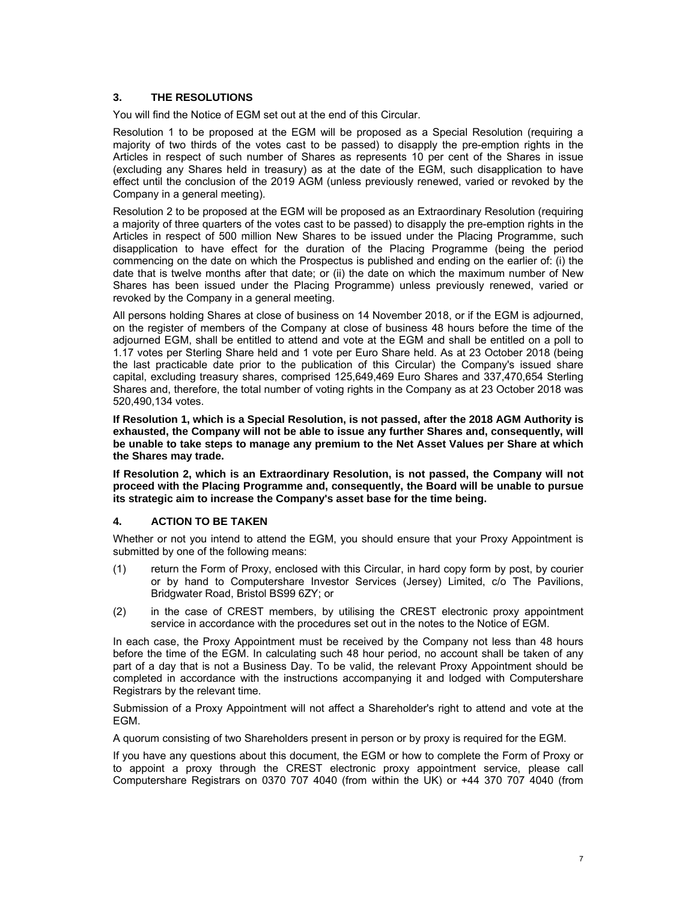## 3. THE RESOLUTIONS

You will find the Notice of EGM set out at the end of this Circular.

Resolution 1 to be proposed at the EGM will be proposed as a Special Resolution (requiring a majority of two thirds of the votes cast to be passed) to disapply the pre-emption rights in the Articles in respect of such number of Shares as represents 10 per cent of the Shares in issue (excluding any Shares held in treasury) as at the date of the EGM, such disapplication to have effect until the conclusion of the 2019 AGM (unless previously renewed, varied or revoked by the Company in a general meeting).

Resolution 2 to be proposed at the EGM will be proposed as an Extraordinary Resolution (requiring a majority of three quarters of the votes cast to be passed) to disapply the pre-emption rights in the Articles in respect of 500 million New Shares to be issued under the Placing Programme, such disapplication to have effect for the duration of the Placing Programme (being the period commencing on the date on which the Prospectus is published and ending on the earlier of: (i) the date that is twelve months after that date; or (ii) the date on which the maximum number of New Shares has been issued under the Placing Programme) unless previously renewed, varied or revoked by the Company in a general meeting.

All persons holding Shares at close of business on 14 November 2018, or if the EGM is adjourned, on the register of members of the Company at close of business 48 hours before the time of the adjourned EGM, shall be entitled to attend and vote at the EGM and shall be entitled on a poll to 1.17 votes per Sterling Share held and 1 vote per Euro Share held. As at 23 October 2018 (being the last practicable date prior to the publication of this Circular) the Company's issued share capital, excluding treasury shares, comprised 125,649,469 Euro Shares and 337,470,654 Sterling Shares and, therefore, the total number of voting rights in the Company as at 23 October 2018 was 520,490,134 votes.

**If Resolution 1, which is a Special Resolution, is not passed, after the 2018 AGM Authority is exhausted, the Company will not be able to issue any further Shares and, consequently, will be unable to take steps to manage any premium to the Net Asset Values per Share at which the Shares may trade.**

**If Resolution 2, which is an Extraordinary Resolution, is not passed, the Company will not proceed with the Placing Programme and, consequently, the Board will be unable to pursue its strategic aim to increase the Company's asset base for the time being.**

## 4. ACTION TO BE TAKEN

Whether or not you intend to attend the EGM, you should ensure that your Proxy Appointment is submitted by one of the following means:

(1) return the Form of Proxy, enclosed with this Circular, in hard copy form by post, by courier or by hand to Computershare Investor Services (Jersey) Limited, c/o The Pavilions, Bridgwater Road, Bristol BS99 6ZY; or

(2) in the case of CREST members, by utilising the CREST electronic proxy appointment service in accordance with the procedures set out in the notes to the Notice of EGM.

In each case, the Proxy Appointment must be received by the Company not less than 48 hours before the time of the EGM. In calculating such 48 hour period, no account shall be taken of any part of a day that is not a Business Day. To be valid, the relevant Proxy Appointment should be completed in accordance with the instructions accompanying it and lodged with Computershare Registrars by the relevant time.

Submission of a Proxy Appointment will not affect a Shareholder's right to attend and vote at the EGM.

A quorum consisting of two Shareholders present in person or by proxy is required for the EGM.

If you have any questions about this document, the EGM or how to complete the Form of Proxy or to appoint a proxy through the CREST electronic proxy appointment service, please call Computershare Registrars on 0370 707 4040 (from within the UK) or +44 370 707 4040 (from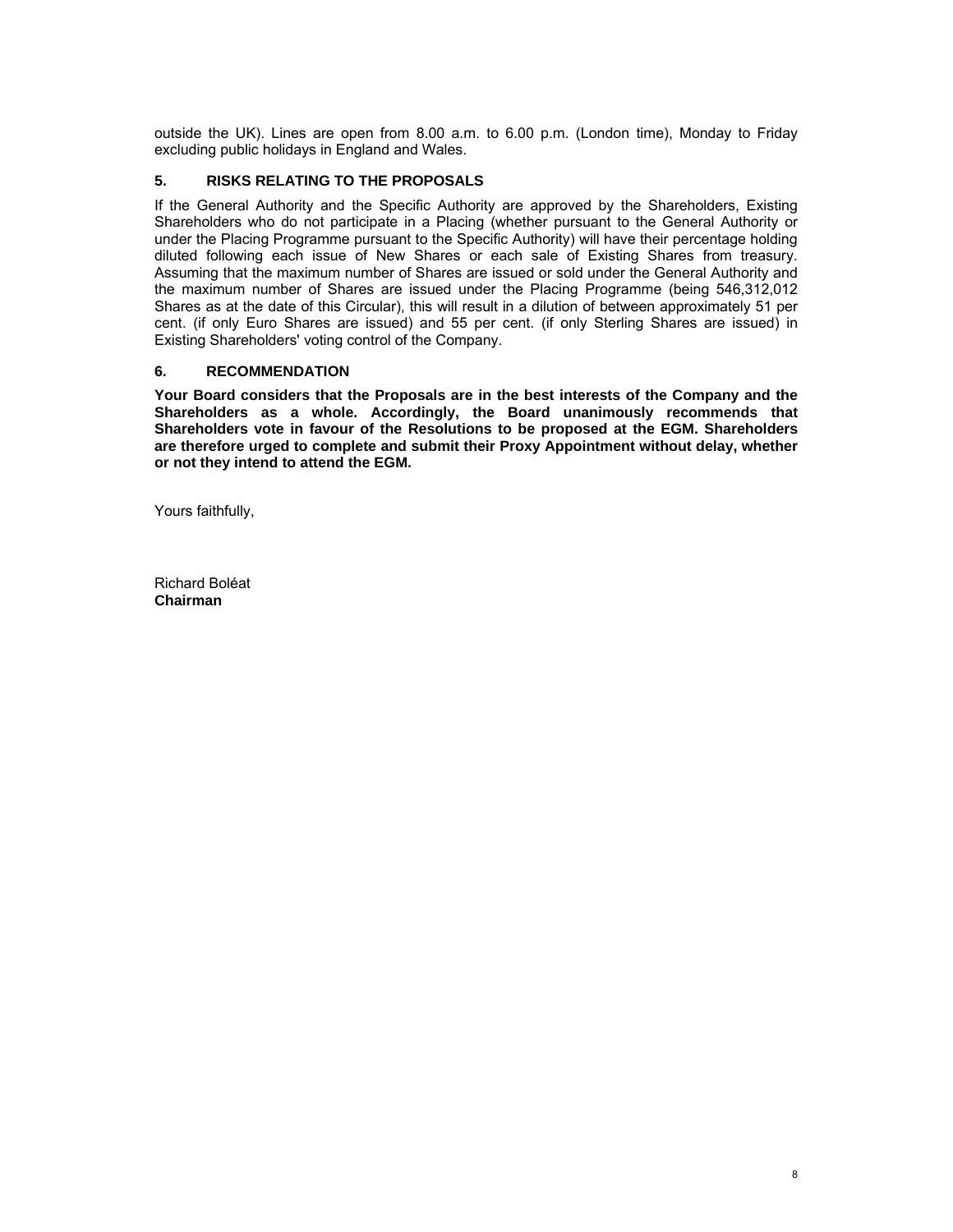outside the UK). Lines are open from 8.00 a.m. to 6.00 p.m. (London time), Monday to Friday excluding public holidays in England and Wales.

## 5. RISKS RELATING TO THE PROPOSALS

If the General Authority and the Specific Authority are approved by the Shareholders, Existing Shareholders who do not participate in a Placing (whether pursuant to the General Authority or under the Placing Programme pursuant to the Specific Authority) will have their percentage holding diluted following each issue of New Shares or each sale of Existing Shares from treasury. Assuming that the maximum number of Shares are issued or sold under the General Authority and the maximum number of Shares are issued under the Placing Programme (being 546,312,012 Shares as at the date of this Circular), this will result in a dilution of between approximately 51 per cent. (if only Euro Shares are issued) and 55 per cent. (if only Sterling Shares are issued) in Existing Shareholders' voting control of the Company.

## 6. RECOMMENDATION

**Your Board considers that the Proposals are in the best interests of the Company and the Shareholders as a whole. Accordingly, the Board unanimously recommends that Shareholders vote in favour of the Resolutions to be proposed at the EGM. Shareholders are therefore urged to complete and submit their Proxy Appointment without delay, whether or not they intend to attend the EGM.**

Yours faithfully,

Richard Boléat
**Chairman**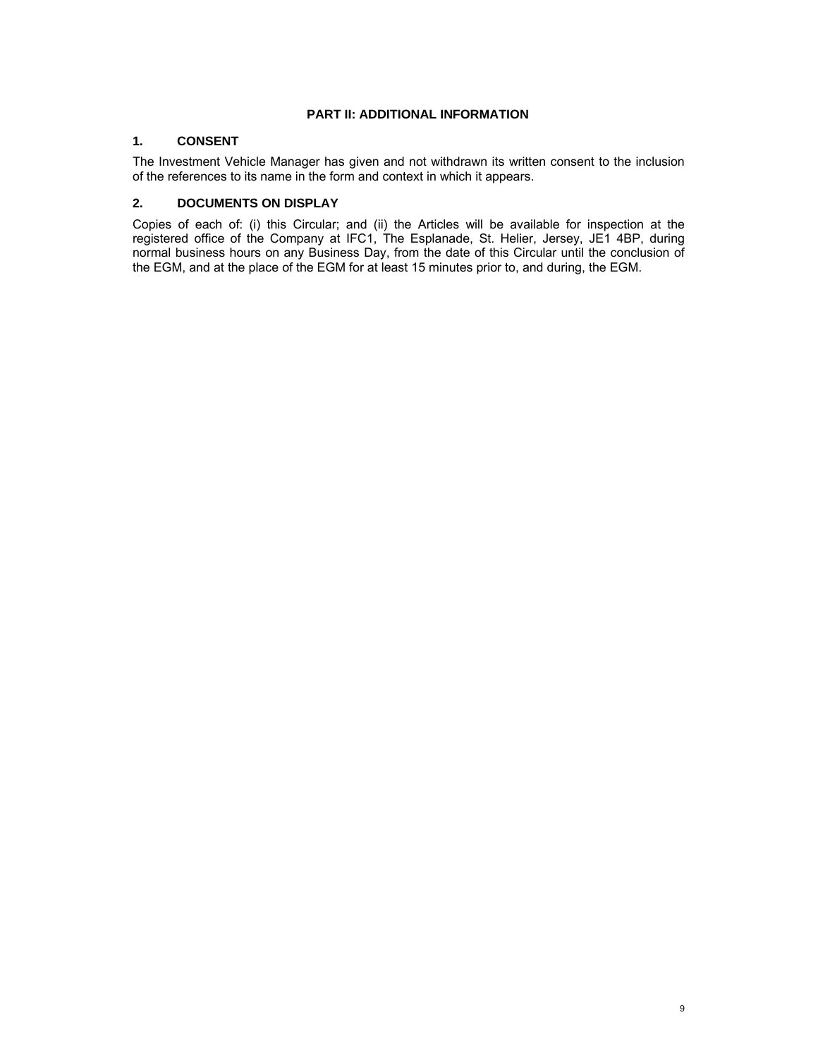# PART II: ADDITIONAL INFORMATION

## 1. CONSENT

The Investment Vehicle Manager has given and not withdrawn its written consent to the inclusion of the references to its name in the form and context in which it appears.

## 2. DOCUMENTS ON DISPLAY

Copies of each of: (i) this Circular; and (ii) the Articles will be available for inspection at the registered office of the Company at IFC1, The Esplanade, St. Helier, Jersey, JE1 4BP, during normal business hours on any Business Day, from the date of this Circular until the conclusion of the EGM, and at the place of the EGM for at least 15 minutes prior to, and during, the EGM.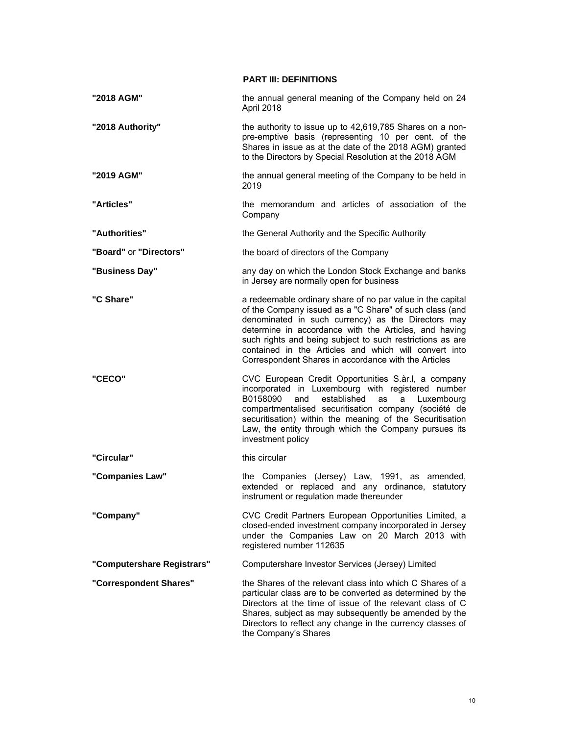## PART III: DEFINITIONS

| | |
|---|---|
| **"2018 AGM"** | the annual general meaning of the Company held on 24 April 2018 |
| **"2018 Authority"** | the authority to issue up to 42,619,785 Shares on a non-pre-emptive basis (representing 10 per cent. of the Shares in issue as at the date of the 2018 AGM) granted to the Directors by Special Resolution at the 2018 AGM |
| **"2019 AGM"** | the annual general meeting of the Company to be held in 2019 |
| **"Articles"** | the memorandum and articles of association of the Company |
| **"Authorities"** | the General Authority and the Specific Authority |
| **"Board"** or **"Directors"** | the board of directors of the Company |
| **"Business Day"** | any day on which the London Stock Exchange and banks in Jersey are normally open for business |
| **"C Share"** | a redeemable ordinary share of no par value in the capital of the Company issued as a "C Share" of such class (and denominated in such currency) as the Directors may determine in accordance with the Articles, and having such rights and being subject to such restrictions as are contained in the Articles and which will convert into Correspondent Shares in accordance with the Articles |
| **"CECO"** | CVC European Credit Opportunities S.àr.l, a company incorporated in Luxembourg with registered number B0158090 and established as a Luxembourg compartmentalised securitisation company (société de securitisation) within the meaning of the Securitisation Law, the entity through which the Company pursues its investment policy |
| **"Circular"** | this circular |
| **"Companies Law"** | the Companies (Jersey) Law, 1991, as amended, extended or replaced and any ordinance, statutory instrument or regulation made thereunder |
| **"Company"** | CVC Credit Partners European Opportunities Limited, a closed-ended investment company incorporated in Jersey under the Companies Law on 20 March 2013 with registered number 112635 |
| **"Computershare Registrars"** | Computershare Investor Services (Jersey) Limited |
| **"Correspondent Shares"** | the Shares of the relevant class into which C Shares of a particular class are to be converted as determined by the Directors at the time of issue of the relevant class of C Shares, subject as may subsequently be amended by the Directors to reflect any change in the currency classes of the Company's Shares |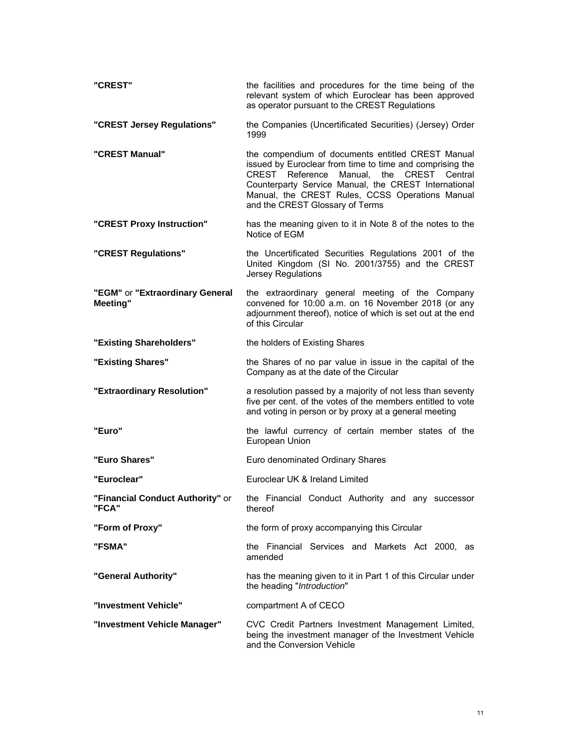| | |
|---|---|
| **"CREST"** | the facilities and procedures for the time being of the relevant system of which Euroclear has been approved as operator pursuant to the CREST Regulations |
| **"CREST Jersey Regulations"** | the Companies (Uncertificated Securities) (Jersey) Order 1999 |
| **"CREST Manual"** | the compendium of documents entitled CREST Manual issued by Euroclear from time to time and comprising the CREST Reference Manual, the CREST Central Counterparty Service Manual, the CREST International Manual, the CREST Rules, CCSS Operations Manual and the CREST Glossary of Terms |
| **"CREST Proxy Instruction"** | has the meaning given to it in Note 8 of the notes to the Notice of EGM |
| **"CREST Regulations"** | the Uncertificated Securities Regulations 2001 of the United Kingdom (SI No. 2001/3755) and the CREST Jersey Regulations |
| **"EGM"** or **"Extraordinary General Meeting"** | the extraordinary general meeting of the Company convened for 10:00 a.m. on 16 November 2018 (or any adjournment thereof), notice of which is set out at the end of this Circular |
| **"Existing Shareholders"** | the holders of Existing Shares |
| **"Existing Shares"** | the Shares of no par value in issue in the capital of the Company as at the date of the Circular |
| **"Extraordinary Resolution"** | a resolution passed by a majority of not less than seventy five per cent. of the votes of the members entitled to vote and voting in person or by proxy at a general meeting |
| **"Euro"** | the lawful currency of certain member states of the European Union |
| **"Euro Shares"** | Euro denominated Ordinary Shares |
| **"Euroclear"** | Euroclear UK & Ireland Limited |
| **"Financial Conduct Authority"** or **"FCA"** | the Financial Conduct Authority and any successor thereof |
| **"Form of Proxy"** | the form of proxy accompanying this Circular |
| **"FSMA"** | the Financial Services and Markets Act 2000, as amended |
| **"General Authority"** | has the meaning given to it in Part 1 of this Circular under the heading "*Introduction*" |
| **"Investment Vehicle"** | compartment A of CECO |
| **"Investment Vehicle Manager"** | CVC Credit Partners Investment Management Limited, being the investment manager of the Investment Vehicle and the Conversion Vehicle |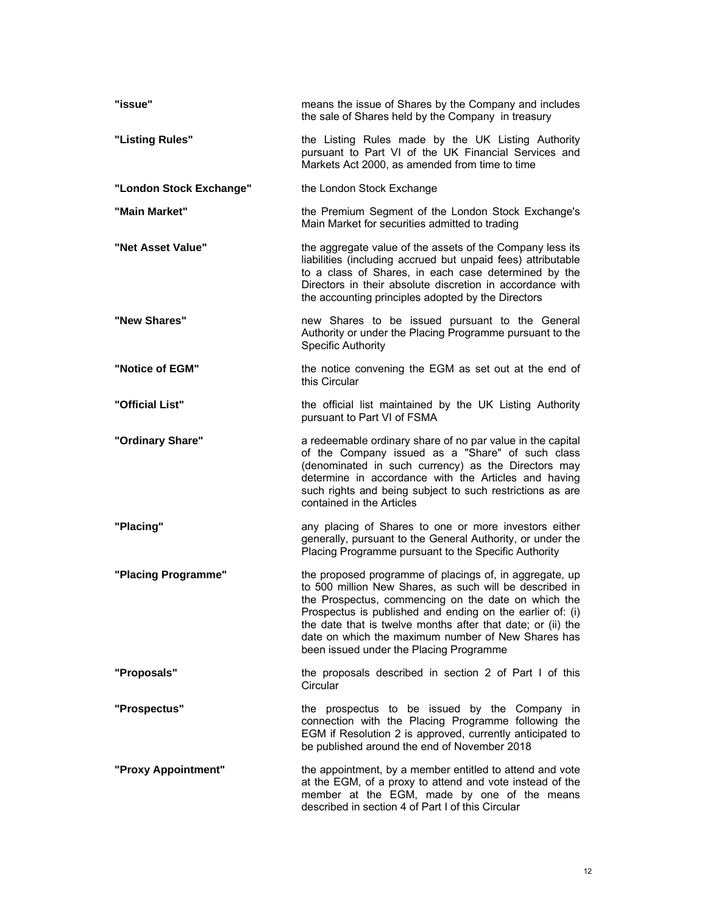| | |
|---|---|
| **"issue"** | means the issue of Shares by the Company and includes the sale of Shares held by the Company in treasury |
| **"Listing Rules"** | the Listing Rules made by the UK Listing Authority pursuant to Part VI of the UK Financial Services and Markets Act 2000, as amended from time to time |
| **"London Stock Exchange"** | the London Stock Exchange |
| **"Main Market"** | the Premium Segment of the London Stock Exchange's Main Market for securities admitted to trading |
| **"Net Asset Value"** | the aggregate value of the assets of the Company less its liabilities (including accrued but unpaid fees) attributable to a class of Shares, in each case determined by the Directors in their absolute discretion in accordance with the accounting principles adopted by the Directors |
| **"New Shares"** | new Shares to be issued pursuant to the General Authority or under the Placing Programme pursuant to the Specific Authority |
| **"Notice of EGM"** | the notice convening the EGM as set out at the end of this Circular |
| **"Official List"** | the official list maintained by the UK Listing Authority pursuant to Part VI of FSMA |
| **"Ordinary Share"** | a redeemable ordinary share of no par value in the capital of the Company issued as a "Share" of such class (denominated in such currency) as the Directors may determine in accordance with the Articles and having such rights and being subject to such restrictions as are contained in the Articles |
| **"Placing"** | any placing of Shares to one or more investors either generally, pursuant to the General Authority, or under the Placing Programme pursuant to the Specific Authority |
| **"Placing Programme"** | the proposed programme of placings of, in aggregate, up to 500 million New Shares, as such will be described in the Prospectus, commencing on the date on which the Prospectus is published and ending on the earlier of: (i) the date that is twelve months after that date; or (ii) the date on which the maximum number of New Shares has been issued under the Placing Programme |
| **"Proposals"** | the proposals described in section 2 of Part I of this Circular |
| **"Prospectus"** | the prospectus to be issued by the Company in connection with the Placing Programme following the EGM if Resolution 2 is approved, currently anticipated to be published around the end of November 2018 |
| **"Proxy Appointment"** | the appointment, by a member entitled to attend and vote at the EGM, of a proxy to attend and vote instead of the member at the EGM, made by one of the means described in section 4 of Part I of this Circular |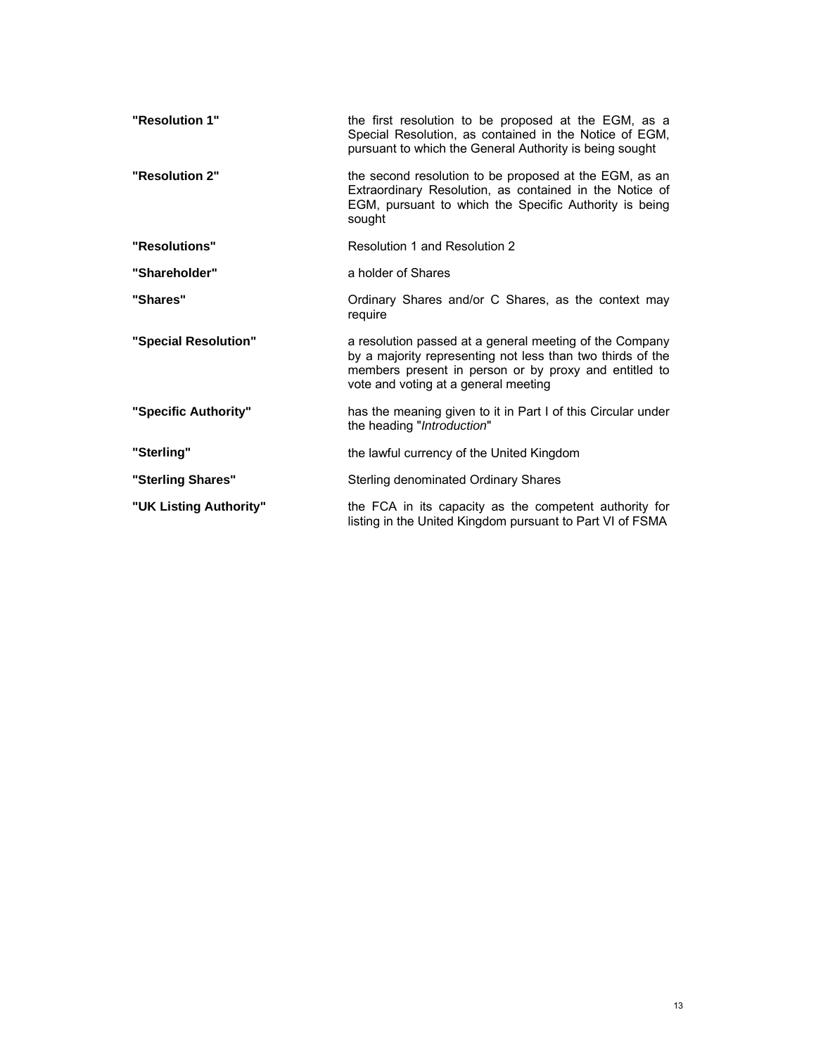| | |
|---|---|
| **"Resolution 1"** | the first resolution to be proposed at the EGM, as a Special Resolution, as contained in the Notice of EGM, pursuant to which the General Authority is being sought |
| **"Resolution 2"** | the second resolution to be proposed at the EGM, as an Extraordinary Resolution, as contained in the Notice of EGM, pursuant to which the Specific Authority is being sought |
| **"Resolutions"** | Resolution 1 and Resolution 2 |
| **"Shareholder"** | a holder of Shares |
| **"Shares"** | Ordinary Shares and/or C Shares, as the context may require |
| **"Special Resolution"** | a resolution passed at a general meeting of the Company by a majority representing not less than two thirds of the members present in person or by proxy and entitled to vote and voting at a general meeting |
| **"Specific Authority"** | has the meaning given to it in Part I of this Circular under the heading "*Introduction*" |
| **"Sterling"** | the lawful currency of the United Kingdom |
| **"Sterling Shares"** | Sterling denominated Ordinary Shares |
| **"UK Listing Authority"** | the FCA in its capacity as the competent authority for listing in the United Kingdom pursuant to Part VI of FSMA |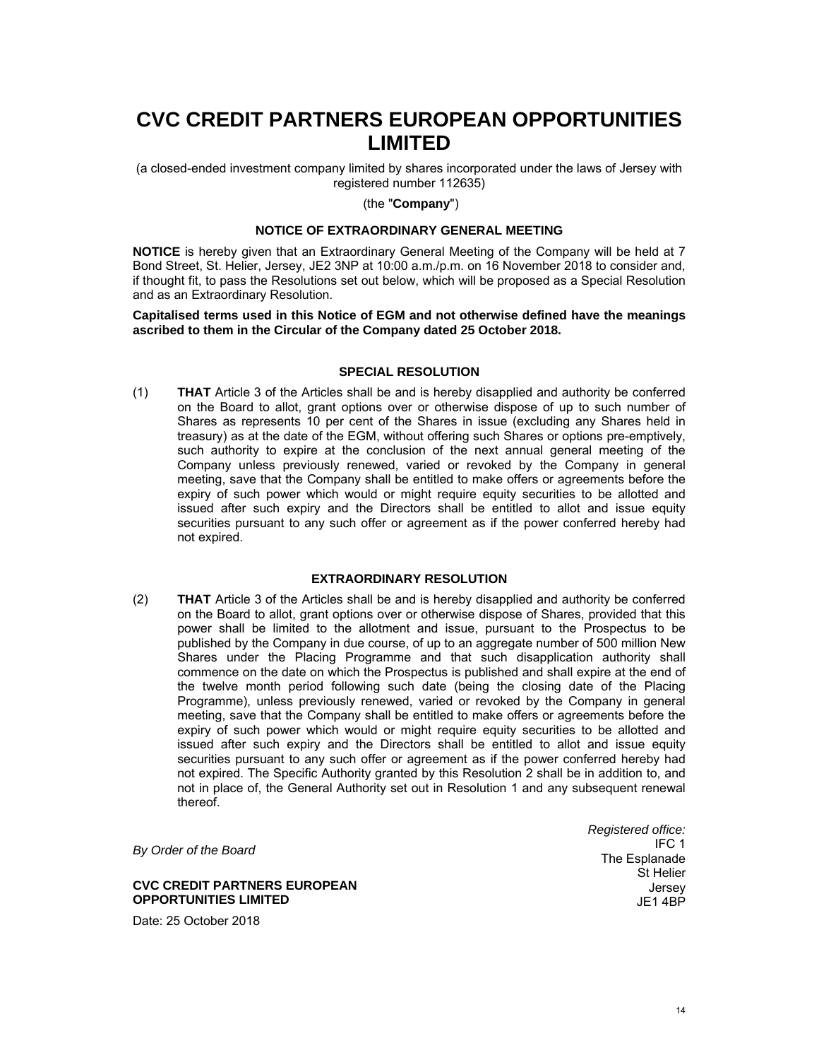# CVC CREDIT PARTNERS EUROPEAN OPPORTUNITIES LIMITED

(a closed-ended investment company limited by shares incorporated under the laws of Jersey with registered number 112635)

(the "**Company**")

### NOTICE OF EXTRAORDINARY GENERAL MEETING

**NOTICE** is hereby given that an Extraordinary General Meeting of the Company will be held at 7 Bond Street, St. Helier, Jersey, JE2 3NP at 10:00 a.m./p.m. on 16 November 2018 to consider and, if thought fit, to pass the Resolutions set out below, which will be proposed as a Special Resolution and as an Extraordinary Resolution.

**Capitalised terms used in this Notice of EGM and not otherwise defined have the meanings ascribed to them in the Circular of the Company dated 25 October 2018.**

### SPECIAL RESOLUTION

(1) **THAT** Article 3 of the Articles shall be and is hereby disapplied and authority be conferred on the Board to allot, grant options over or otherwise dispose of up to such number of Shares as represents 10 per cent of the Shares in issue (excluding any Shares held in treasury) as at the date of the EGM, without offering such Shares or options pre-emptively, such authority to expire at the conclusion of the next annual general meeting of the Company unless previously renewed, varied or revoked by the Company in general meeting, save that the Company shall be entitled to make offers or agreements before the expiry of such power which would or might require equity securities to be allotted and issued after such expiry and the Directors shall be entitled to allot and issue equity securities pursuant to any such offer or agreement as if the power conferred hereby had not expired.

### EXTRAORDINARY RESOLUTION

(2) **THAT** Article 3 of the Articles shall be and is hereby disapplied and authority be conferred on the Board to allot, grant options over or otherwise dispose of Shares, provided that this power shall be limited to the allotment and issue, pursuant to the Prospectus to be published by the Company in due course, of up to an aggregate number of 500 million New Shares under the Placing Programme and that such disapplication authority shall commence on the date on which the Prospectus is published and shall expire at the end of the twelve month period following such date (being the closing date of the Placing Programme), unless previously renewed, varied or revoked by the Company in general meeting, save that the Company shall be entitled to make offers or agreements before the expiry of such power which would or might require equity securities to be allotted and issued after such expiry and the Directors shall be entitled to allot and issue equity securities pursuant to any such offer or agreement as if the power conferred hereby had not expired. The Specific Authority granted by this Resolution 2 shall be in addition to, and not in place of, the General Authority set out in Resolution 1 and any subsequent renewal thereof.

*By Order of the Board*

**CVC CREDIT PARTNERS EUROPEAN OPPORTUNITIES LIMITED**

Date: 25 October 2018

*Registered office:*
IFC 1
The Esplanade
St Helier
Jersey
JE1 4BP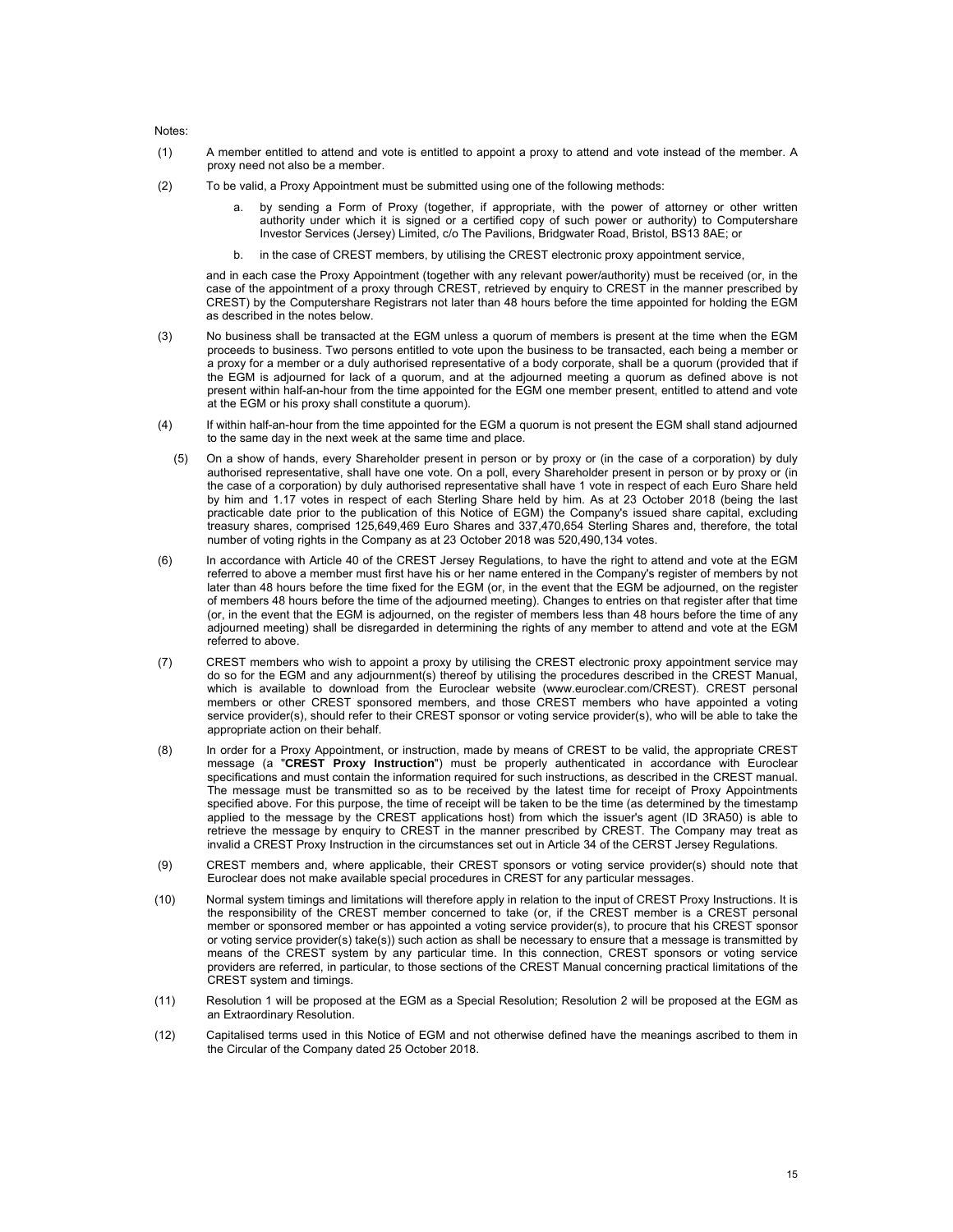Notes:

(1) A member entitled to attend and vote is entitled to appoint a proxy to attend and vote instead of the member. A proxy need not also be a member.

(2) To be valid, a Proxy Appointment must be submitted using one of the following methods:

   a. by sending a Form of Proxy (together, if appropriate, with the power of attorney or other written authority under which it is signed or a certified copy of such power or authority) to Computershare Investor Services (Jersey) Limited, c/o The Pavilions, Bridgwater Road, Bristol, BS13 8AE; or

   b. in the case of CREST members, by utilising the CREST electronic proxy appointment service,

   and in each case the Proxy Appointment (together with any relevant power/authority) must be received (or, in the case of the appointment of a proxy through CREST, retrieved by enquiry to CREST in the manner prescribed by CREST) by the Computershare Registrars not later than 48 hours before the time appointed for holding the EGM as described in the notes below.

(3) No business shall be transacted at the EGM unless a quorum of members is present at the time when the EGM proceeds to business. Two persons entitled to vote upon the business to be transacted, each being a member or a proxy for a member or a duly authorised representative of a body corporate, shall be a quorum (provided that if the EGM is adjourned for lack of a quorum, and at the adjourned meeting a quorum as defined above is not present within half-an-hour from the time appointed for the EGM one member present, entitled to attend and vote at the EGM or his proxy shall constitute a quorum).

(4) If within half-an-hour from the time appointed for the EGM a quorum is not present the EGM shall stand adjourned to the same day in the next week at the same time and place.

(5) On a show of hands, every Shareholder present in person or by proxy or (in the case of a corporation) by duly authorised representative, shall have one vote. On a poll, every Shareholder present in person or by proxy or (in the case of a corporation) by duly authorised representative shall have 1 vote in respect of each Euro Share held by him and 1.17 votes in respect of each Sterling Share held by him. As at 23 October 2018 (being the last practicable date prior to the publication of this Notice of EGM) the Company's issued share capital, excluding treasury shares, comprised 125,649,469 Euro Shares and 337,470,654 Sterling Shares and, therefore, the total number of voting rights in the Company as at 23 October 2018 was 520,490,134 votes.

(6) In accordance with Article 40 of the CREST Jersey Regulations, to have the right to attend and vote at the EGM referred to above a member must first have his or her name entered in the Company's register of members by not later than 48 hours before the time fixed for the EGM (or, in the event that the EGM be adjourned, on the register of members 48 hours before the time of the adjourned meeting). Changes to entries on that register after that time (or, in the event that the EGM is adjourned, on the register of members less than 48 hours before the time of any adjourned meeting) shall be disregarded in determining the rights of any member to attend and vote at the EGM referred to above.

(7) CREST members who wish to appoint a proxy by utilising the CREST electronic proxy appointment service may do so for the EGM and any adjournment(s) thereof by utilising the procedures described in the CREST Manual, which is available to download from the Euroclear website (www.euroclear.com/CREST). CREST personal members or other CREST sponsored members, and those CREST members who have appointed a voting service provider(s), should refer to their CREST sponsor or voting service provider(s), who will be able to take the appropriate action on their behalf.

(8) In order for a Proxy Appointment, or instruction, made by means of CREST to be valid, the appropriate CREST message (a "**CREST Proxy Instruction**") must be properly authenticated in accordance with Euroclear specifications and must contain the information required for such instructions, as described in the CREST manual. The message must be transmitted so as to be received by the latest time for receipt of Proxy Appointments specified above. For this purpose, the time of receipt will be taken to be the time (as determined by the timestamp applied to the message by the CREST applications host) from which the issuer's agent (ID 3RA50) is able to retrieve the message by enquiry to CREST in the manner prescribed by CREST. The Company may treat as invalid a CREST Proxy Instruction in the circumstances set out in Article 34 of the CERST Jersey Regulations.

(9) CREST members and, where applicable, their CREST sponsors or voting service provider(s) should note that Euroclear does not make available special procedures in CREST for any particular messages.

(10) Normal system timings and limitations will therefore apply in relation to the input of CREST Proxy Instructions. It is the responsibility of the CREST member concerned to take (or, if the CREST member is a CREST personal member or sponsored member or has appointed a voting service provider(s), to procure that his CREST sponsor or voting service provider(s) take(s)) such action as shall be necessary to ensure that a message is transmitted by means of the CREST system by any particular time. In this connection, CREST sponsors or voting service providers are referred, in particular, to those sections of the CREST Manual concerning practical limitations of the CREST system and timings.

(11) Resolution 1 will be proposed at the EGM as a Special Resolution; Resolution 2 will be proposed at the EGM as an Extraordinary Resolution.

(12) Capitalised terms used in this Notice of EGM and not otherwise defined have the meanings ascribed to them in the Circular of the Company dated 25 October 2018.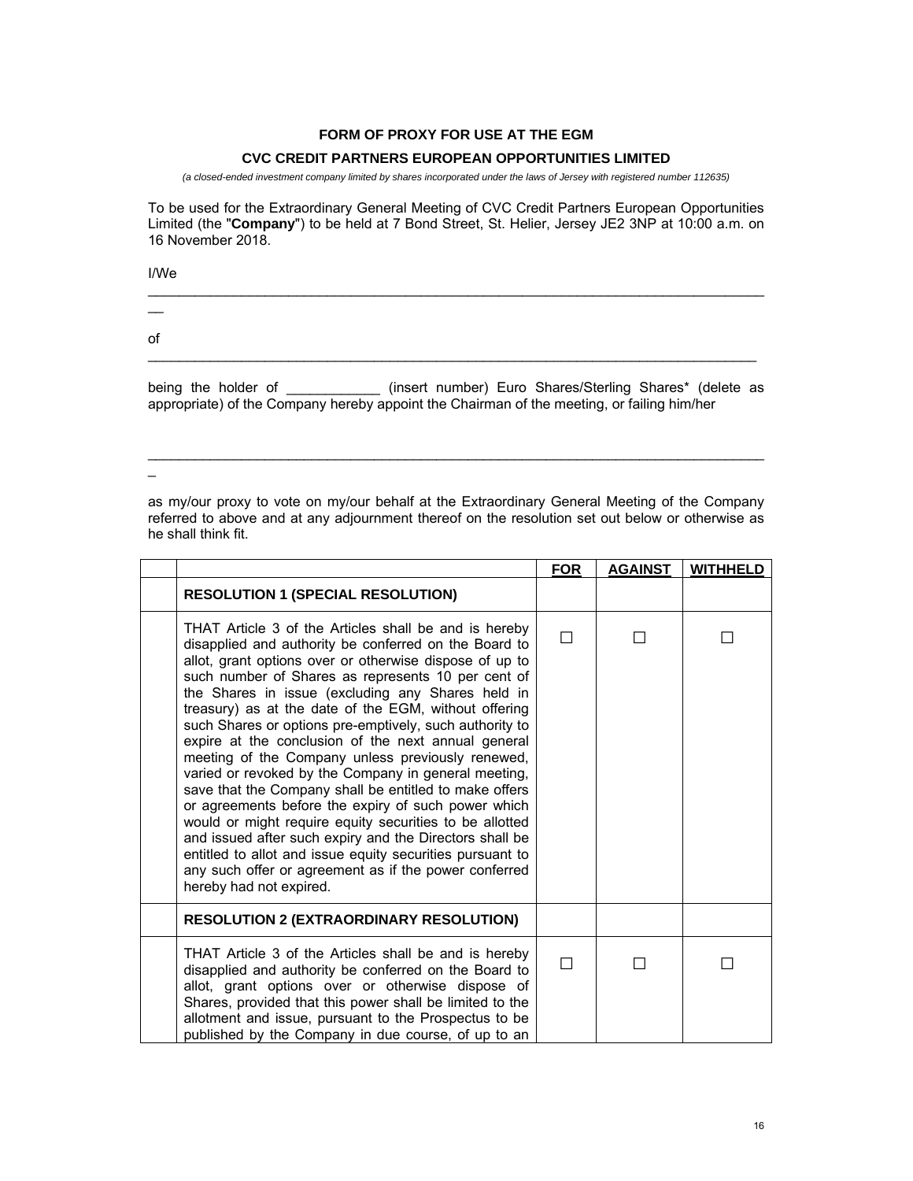**FORM OF PROXY FOR USE AT THE EGM**

**CVC CREDIT PARTNERS EUROPEAN OPPORTUNITIES LIMITED**

*(a closed-ended investment company limited by shares incorporated under the laws of Jersey with registered number 112635)*

To be used for the Extraordinary General Meeting of CVC Credit Partners European Opportunities Limited (the "**Company**") to be held at 7 Bond Street, St. Helier, Jersey JE2 3NP at 10:00 a.m. on 16 November 2018.

I/We

___________________________________________________________________________

of

___________________________________________________________________________

being the holder of ____________ (insert number) Euro Shares/Sterling Shares* (delete as appropriate) of the Company hereby appoint the Chairman of the meeting, or failing him/her

___________________________________________________________________________

as my/our proxy to vote on my/our behalf at the Extraordinary General Meeting of the Company referred to above and at any adjournment thereof on the resolution set out below or otherwise as he shall think fit.

| | | **FOR** | **AGAINST** | **WITHHELD** |
|---|---|---|---|---|
| | **RESOLUTION 1 (SPECIAL RESOLUTION)** | | | |
| | THAT Article 3 of the Articles shall be and is hereby disapplied and authority be conferred on the Board to allot, grant options over or otherwise dispose of up to such number of Shares as represents 10 per cent of the Shares in issue (excluding any Shares held in treasury) as at the date of the EGM, without offering such Shares or options pre-emptively, such authority to expire at the conclusion of the next annual general meeting of the Company unless previously renewed, varied or revoked by the Company in general meeting, save that the Company shall be entitled to make offers or agreements before the expiry of such power which would or might require equity securities to be allotted and issued after such expiry and the Directors shall be entitled to allot and issue equity securities pursuant to any such offer or agreement as if the power conferred hereby had not expired. | ☐ | ☐ | ☐ |
| | **RESOLUTION 2 (EXTRAORDINARY RESOLUTION)** | | | |
| | THAT Article 3 of the Articles shall be and is hereby disapplied and authority be conferred on the Board to allot, grant options over or otherwise dispose of Shares, provided that this power shall be limited to the allotment and issue, pursuant to the Prospectus to be published by the Company in due course, of up to an | ☐ | ☐ | ☐ |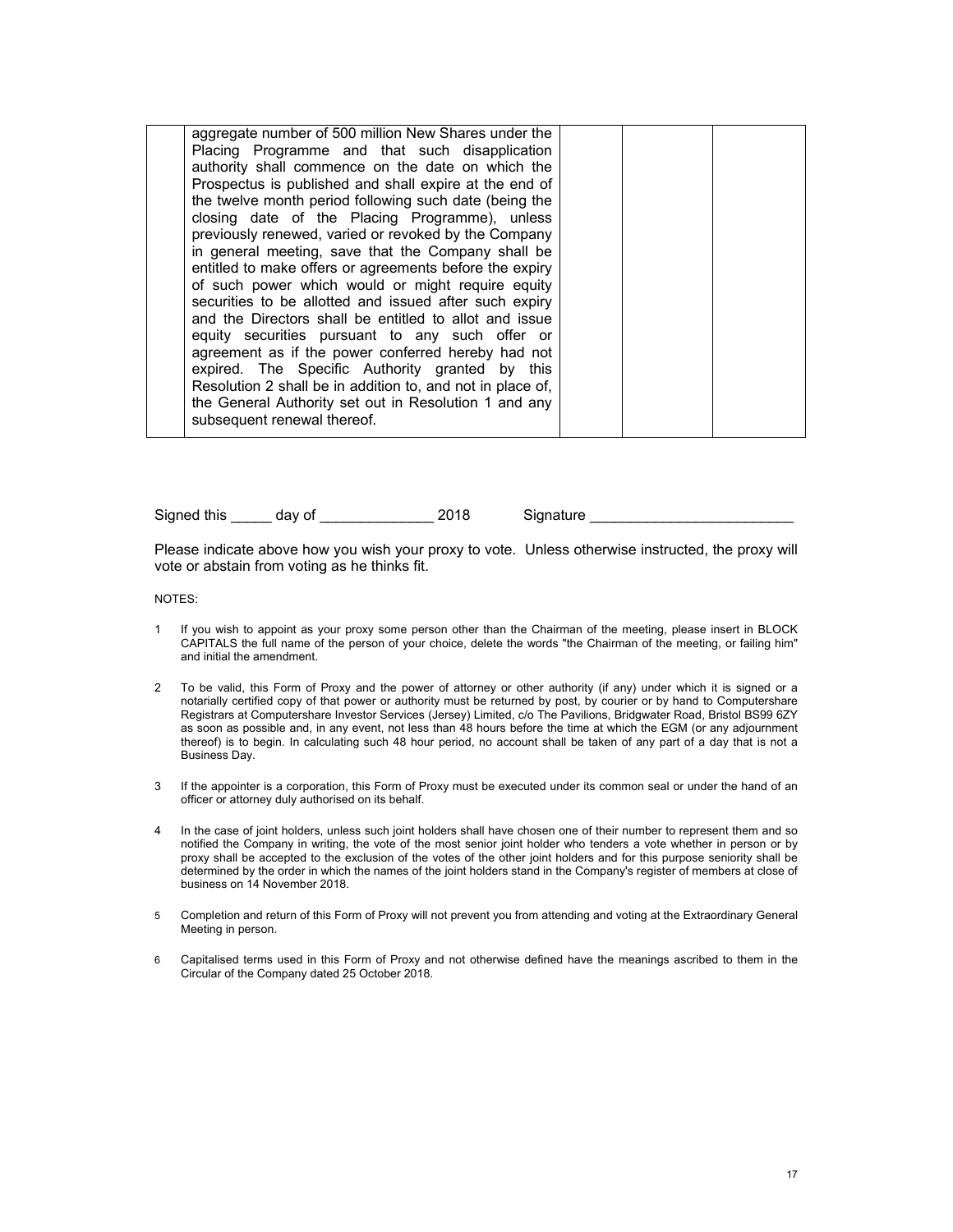| | | | | |
|---|---|---|---|---|
| | aggregate number of 500 million New Shares under the Placing Programme and that such disapplication authority shall commence on the date on which the Prospectus is published and shall expire at the end of the twelve month period following such date (being the closing date of the Placing Programme), unless previously renewed, varied or revoked by the Company in general meeting, save that the Company shall be entitled to make offers or agreements before the expiry of such power which would or might require equity securities to be allotted and issued after such expiry and the Directors shall be entitled to allot and issue equity securities pursuant to any such offer or agreement as if the power conferred hereby had not expired. The Specific Authority granted by this Resolution 2 shall be in addition to, and not in place of, the General Authority set out in Resolution 1 and any subsequent renewal thereof. | | | |

Signed this _____ day of ______________ 2018 Signature _________________________

Please indicate above how you wish your proxy to vote. Unless otherwise instructed, the proxy will vote or abstain from voting as he thinks fit.

NOTES:

1 If you wish to appoint as your proxy some person other than the Chairman of the meeting, please insert in BLOCK CAPITALS the full name of the person of your choice, delete the words "the Chairman of the meeting, or failing him" and initial the amendment.

2 To be valid, this Form of Proxy and the power of attorney or other authority (if any) under which it is signed or a notarially certified copy of that power or authority must be returned by post, by courier or by hand to Computershare Registrars at Computershare Investor Services (Jersey) Limited, c/o The Pavilions, Bridgwater Road, Bristol BS99 6ZY as soon as possible and, in any event, not less than 48 hours before the time at which the EGM (or any adjournment thereof) is to begin. In calculating such 48 hour period, no account shall be taken of any part of a day that is not a Business Day.

3 If the appointer is a corporation, this Form of Proxy must be executed under its common seal or under the hand of an officer or attorney duly authorised on its behalf.

4 In the case of joint holders, unless such joint holders shall have chosen one of their number to represent them and so notified the Company in writing, the vote of the most senior joint holder who tenders a vote whether in person or by proxy shall be accepted to the exclusion of the votes of the other joint holders and for this purpose seniority shall be determined by the order in which the names of the joint holders stand in the Company's register of members at close of business on 14 November 2018.

5 Completion and return of this Form of Proxy will not prevent you from attending and voting at the Extraordinary General Meeting in person.

6 Capitalised terms used in this Form of Proxy and not otherwise defined have the meanings ascribed to them in the Circular of the Company dated 25 October 2018.